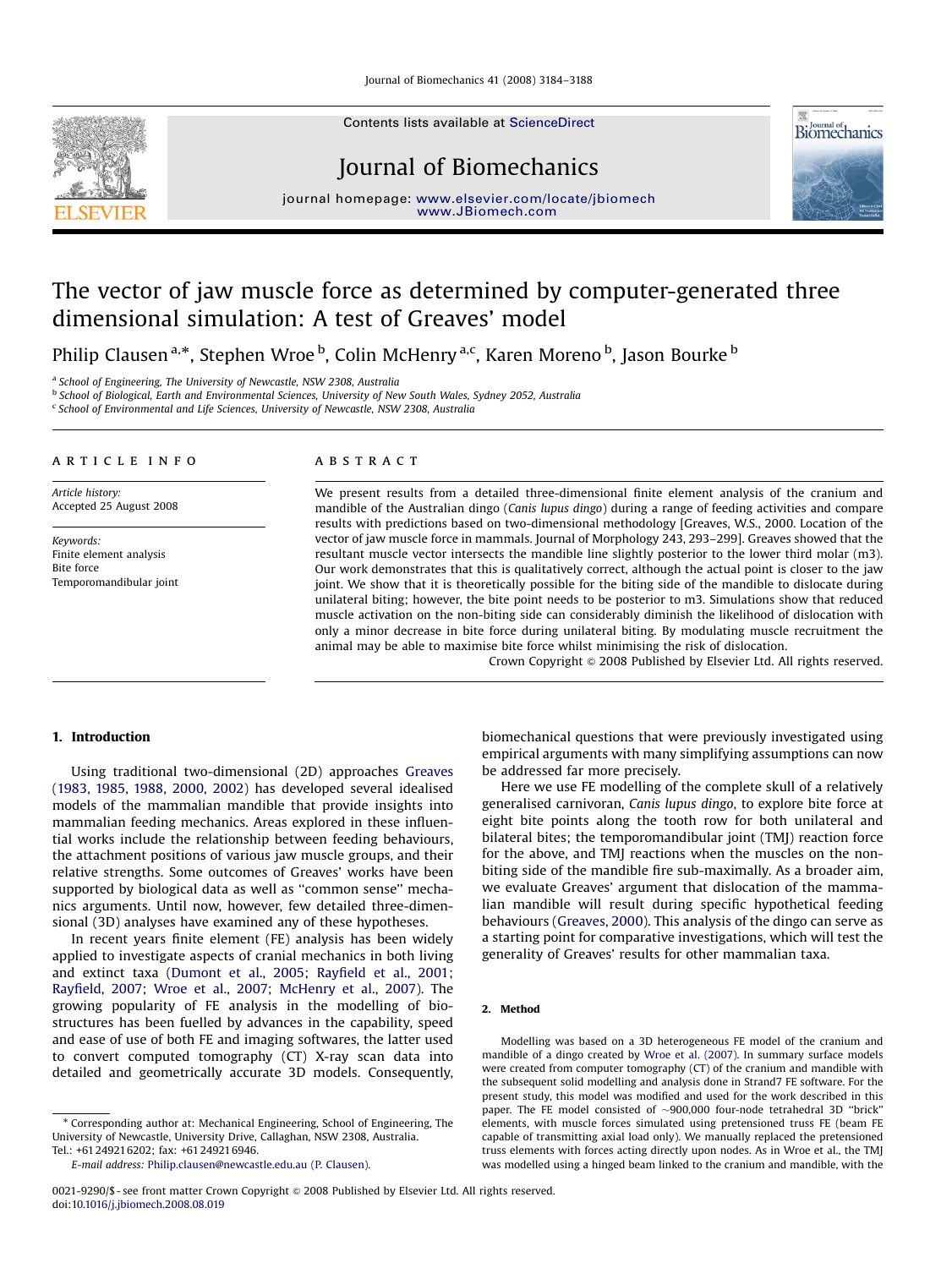# The vector of jaw muscle force as determined by computer-generated three dimensional simulation: A test of Greaves' model

Philip Clausen [a,*], Stephen Wroe [b], Colin McHenry [a,c], Karen Moreno [b], Jason Bourke [b]

[a] School of Engineering, The University of Newcastle, NSW 2308, Australia
[b] School of Biological, Earth and Environmental Sciences, University of New South Wales, Sydney 2052, Australia
[c] School of Environmental and Life Sciences, University of Newcastle, NSW 2308, Australia

## ARTICLE INFO

*Article history:*
Accepted 25 August 2008

*Keywords:*
Finite element analysis
Bite force
Temporomandibular joint

## ABSTRACT

We present results from a detailed three-dimensional finite element analysis of the cranium and mandible of the Australian dingo (*Canis lupus dingo*) during a range of feeding activities and compare results with predictions based on two-dimensional methodology [Greaves, W.S., 2000. Location of the vector of jaw muscle force in mammals. Journal of Morphology 243, 293–299]. Greaves showed that the resultant muscle vector intersects the mandible line slightly posterior to the lower third molar (m3). Our work demonstrates that this is qualitatively correct, although the actual point is closer to the jaw joint. We show that it is theoretically possible for the biting side of the mandible to dislocate during unilateral biting; however, the bite point needs to be posterior to m3. Simulations show that reduced muscle activation on the non-biting side can considerably diminish the likelihood of dislocation with only a minor decrease in bite force during unilateral biting. By modulating muscle recruitment the animal may be able to maximise bite force whilst minimising the risk of dislocation.

Crown Copyright © 2008 Published by Elsevier Ltd. All rights reserved.

## 1. Introduction

Using traditional two-dimensional (2D) approaches Greaves (1983, 1985, 1988, 2000, 2002) has developed several idealised models of the mammalian mandible that provide insights into mammalian feeding mechanics. Areas explored in these influential works include the relationship between feeding behaviours, the attachment positions of various jaw muscle groups, and their relative strengths. Some outcomes of Greaves' works have been supported by biological data as well as "common sense" mechanics arguments. Until now, however, few detailed three-dimensional (3D) analyses have examined any of these hypotheses.

In recent years finite element (FE) analysis has been widely applied to investigate aspects of cranial mechanics in both living and extinct taxa (Dumont et al., 2005; Rayfield et al., 2001; Rayfield, 2007; Wroe et al., 2007; McHenry et al., 2007). The growing popularity of FE analysis in the modelling of biostructures has been fuelled by advances in the capability, speed and ease of use of both FE and imaging softwares, the latter used to convert computed tomography (CT) X-ray scan data into detailed and geometrically accurate 3D models. Consequently, biomechanical questions that were previously investigated using empirical arguments with many simplifying assumptions can now be addressed far more precisely.

Here we use FE modelling of the complete skull of a relatively generalised carnivoran, *Canis lupus dingo*, to explore bite force at eight bite points along the tooth row for both unilateral and bilateral bites; the temporomandibular joint (TMJ) reaction force for the above, and TMJ reactions when the muscles on the non-biting side of the mandible fire sub-maximally. As a broader aim, we evaluate Greaves' argument that dislocation of the mammalian mandible will result during specific hypothetical feeding behaviours (Greaves, 2000). This analysis of the dingo can serve as a starting point for comparative investigations, which will test the generality of Greaves' results for other mammalian taxa.

## 2. Method

Modelling was based on a 3D heterogeneous FE model of the cranium and mandible of a dingo created by Wroe et al. (2007). In summary surface models were created from computer tomography (CT) of the cranium and mandible with the subsequent solid modelling and analysis done in Strand7 FE software. For the present study, this model was modified and used for the work described in this paper. The FE model consisted of ~900,000 four-node tetrahedral 3D "brick" elements, with muscle forces simulated using pretensioned truss FE (beam FE capable of transmitting axial load only). We manually replaced the pretensioned truss elements with forces acting directly upon nodes. As in Wroe et al., the TMJ was modelled using a hinged beam linked to the cranium and mandible, with the

\* Corresponding author at: Mechanical Engineering, School of Engineering, The University of Newcastle, University Drive, Callaghan, NSW 2308, Australia. Tel.: +61 24921 6202; fax: +61 24921 6946.
*E-mail address:* Philip.clausen@newcastle.edu.au (P. Clausen).

0021-9290/$ - see front matter Crown Copyright © 2008 Published by Elsevier Ltd. All rights reserved.
doi:10.1016/j.jbiomech.2008.08.019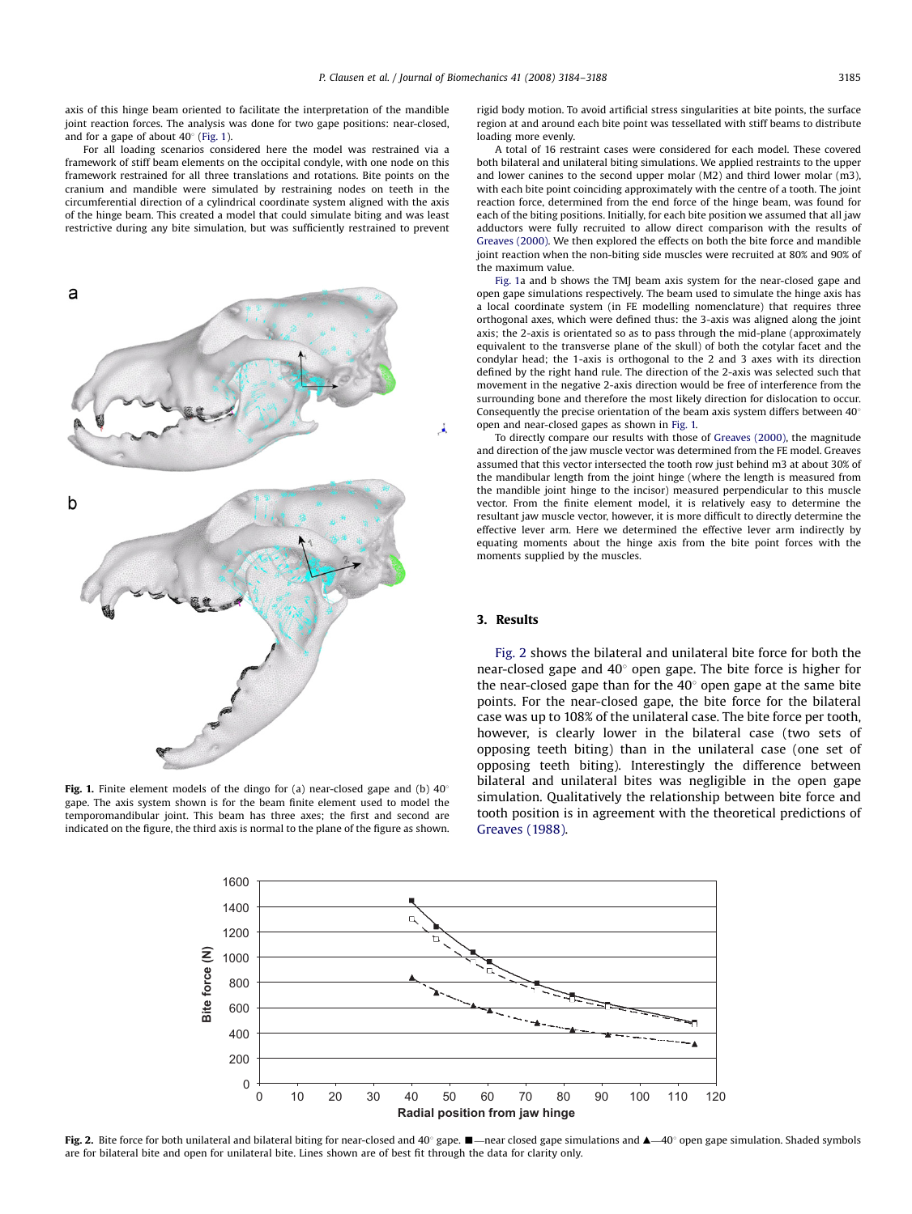axis of this hinge beam oriented to facilitate the interpretation of the mandible joint reaction forces. The analysis was done for two gape positions: near-closed, and for a gape of about 40° (Fig. 1).

For all loading scenarios considered here the model was restrained via a framework of stiff beam elements on the occipital condyle, with one node on this framework restrained for all three translations and rotations. Bite points on the cranium and mandible were simulated by restraining nodes on teeth in the circumferential direction of a cylindrical coordinate system aligned with the axis of the hinge beam. This created a model that could simulate biting and was least restrictive during any bite simulation, but was sufficiently restrained to prevent rigid body motion. To avoid artificial stress singularities at bite points, the surface region at and around each bite point was tessellated with stiff beams to distribute loading more evenly.

A total of 16 restraint cases were considered for each model. These covered both bilateral and unilateral biting simulations. We applied restraints to the upper and lower canines to the second upper molar (M2) and third lower molar (m3), with each bite point coinciding approximately with the centre of a tooth. The joint reaction force, determined from the end force of the hinge beam, was found for each of the biting positions. Initially, for each bite position we assumed that all jaw adductors were fully recruited to allow direct comparison with the results of Greaves (2000). We then explored the effects on both the bite force and mandible joint reaction when the non-biting side muscles were recruited at 80% and 90% of the maximum value.

Fig. 1a and b shows the TMJ beam axis system for the near-closed gape and open gape simulations respectively. The beam used to simulate the hinge axis has a local coordinate system (in FE modelling nomenclature) that requires three orthogonal axes, which were defined thus: the 3-axis was aligned along the joint axis; the 2-axis is orientated so as to pass through the mid-plane (approximately equivalent to the transverse plane of the skull) of both the cotylar facet and the condylar head; the 1-axis is orthogonal to the 2 and 3 axes with its direction defined by the right hand rule. The direction of the 2-axis was selected such that movement in the negative 2-axis direction would be free of interference from the surrounding bone and therefore the most likely direction for dislocation to occur. Consequently the precise orientation of the beam axis system differs between 40° open and near-closed gapes as shown in Fig. 1.

To directly compare our results with those of Greaves (2000), the magnitude and direction of the jaw muscle vector was determined from the FE model. Greaves assumed that this vector intersected the tooth row just behind m3 at about 30% of the mandibular length from the joint hinge (where the length is measured from the mandible joint hinge to the incisor) measured perpendicular to this muscle vector. From the finite element model, it is relatively easy to determine the resultant jaw muscle vector, however, it is more difficult to directly determine the effective lever arm. Here we determined the effective lever arm indirectly by equating moments about the hinge axis from the bite point forces with the moments supplied by the muscles.

**Fig. 1.** Finite element models of the dingo for (a) near-closed gape and (b) 40° gape. The axis system shown is for the beam finite element used to model the temporomandibular joint. This beam has three axes; the first and second are indicated on the figure, the third axis is normal to the plane of the figure as shown.

## 3. Results

Fig. 2 shows the bilateral and unilateral bite force for both the near-closed gape and 40° open gape. The bite force is higher for the near-closed gape than for the 40° open gape at the same bite points. For the near-closed gape, the bite force for the bilateral case was up to 108% of the unilateral case. The bite force per tooth, however, is clearly lower in the bilateral case (two sets of opposing teeth biting) than in the unilateral case (one set of opposing teeth biting). Interestingly the difference between bilateral and unilateral bites was negligible in the open gape simulation. Qualitatively the relationship between bite force and tooth position is in agreement with the theoretical predictions of Greaves (1988).

**Fig. 2.** Bite force for both unilateral and bilateral biting for near-closed and 40° gape. ■—near closed gape simulations and ▲—40° open gape simulation. Shaded symbols are for bilateral bite and open for unilateral bite. Lines shown are of best fit through the data for clarity only.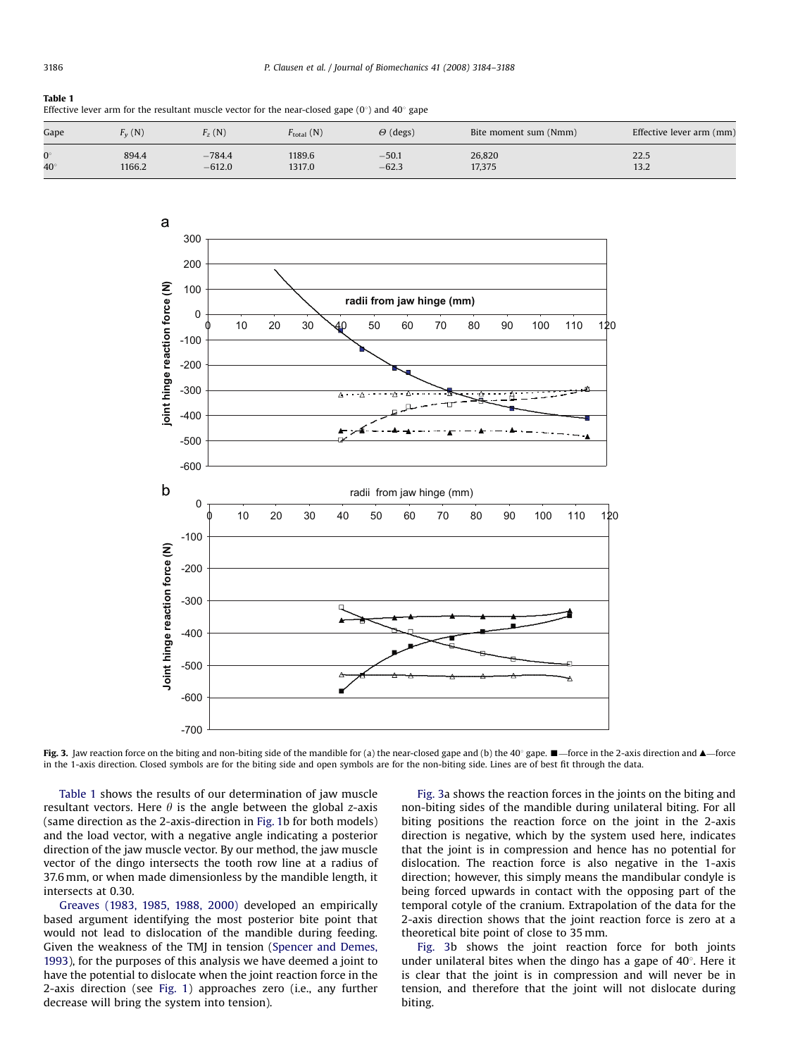**Table 1**
Effective lever arm for the resultant muscle vector for the near-closed gape (0°) and 40° gape

| Gape | $F_y$ (N) | $F_z$ (N) | $F_{total}$ (N) | $\Theta$ (degs) | Bite moment sum (Nmm) | Effective lever arm (mm) |
|---|---|---|---|---|---|---|
| 0° | 894.4 | −784.4 | 1189.6 | −50.1 | 26,820 | 22.5 |
| 40° | 1166.2 | −612.0 | 1317.0 | −62.3 | 17,375 | 13.2 |

**Fig. 3.** Jaw reaction force on the biting and non-biting side of the mandible for (a) the near-closed gape and (b) the 40° gape. ■—force in the 2-axis direction and ▲—force in the 1-axis direction. Closed symbols are for the biting side and open symbols are for the non-biting side. Lines are of best fit through the data.

Table 1 shows the results of our determination of jaw muscle resultant vectors. Here $\theta$ is the angle between the global $z$-axis (same direction as the 2-axis-direction in Fig. 1b for both models) and the load vector, with a negative angle indicating a posterior direction of the jaw muscle vector. By our method, the jaw muscle vector of the dingo intersects the tooth row line at a radius of 37.6 mm, or when made dimensionless by the mandible length, it intersects at 0.30.

Greaves (1983, 1985, 1988, 2000) developed an empirically based argument identifying the most posterior bite point that would not lead to dislocation of the mandible during feeding. Given the weakness of the TMJ in tension (Spencer and Demes, 1993), for the purposes of this analysis we have deemed a joint to have the potential to dislocate when the joint reaction force in the 2-axis direction (see Fig. 1) approaches zero (i.e., any further decrease will bring the system into tension).

Fig. 3a shows the reaction forces in the joints on the biting and non-biting sides of the mandible during unilateral biting. For all biting positions the reaction force on the joint in the 2-axis direction is negative, which by the system used here, indicates that the joint is in compression and hence has no potential for dislocation. The reaction force is also negative in the 1-axis direction; however, this simply means the mandibular condyle is being forced upwards in contact with the opposing part of the temporal cotyle of the cranium. Extrapolation of the data for the 2-axis direction shows that the joint reaction force is zero at a theoretical bite point of close to 35 mm.

Fig. 3b shows the joint reaction force for both joints under unilateral bites when the dingo has a gape of 40°. Here it is clear that the joint is in compression and will never be in tension, and therefore that the joint will not dislocate during biting.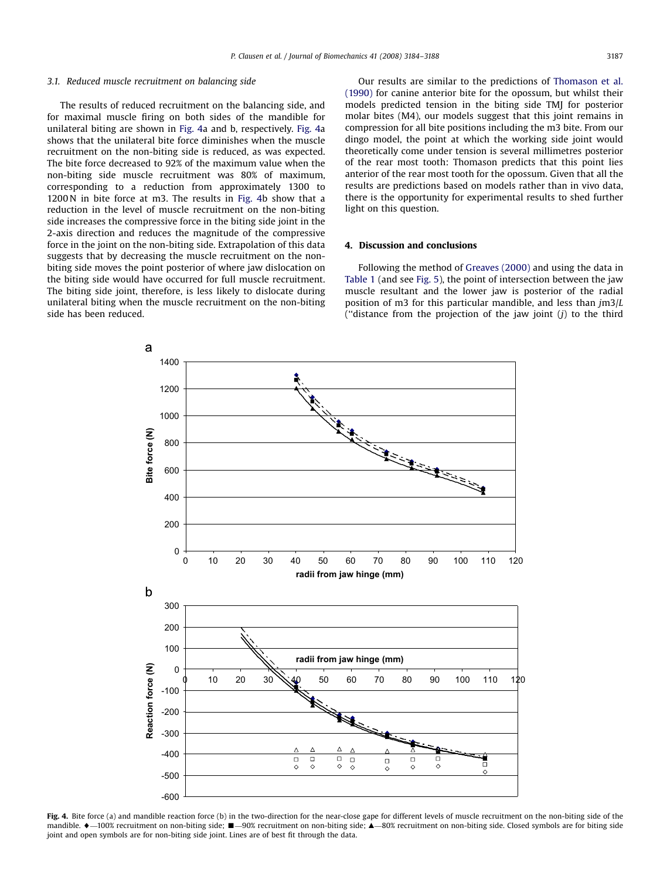### 3.1. Reduced muscle recruitment on balancing side

The results of reduced recruitment on the balancing side, and for maximal muscle firing on both sides of the mandible for unilateral biting are shown in Fig. 4a and b, respectively. Fig. 4a shows that the unilateral bite force diminishes when the muscle recruitment on the non-biting side is reduced, as was expected. The bite force decreased to 92% of the maximum value when the non-biting side muscle recruitment was 80% of maximum, corresponding to a reduction from approximately 1300 to 1200 N in bite force at m3. The results in Fig. 4b show that a reduction in the level of muscle recruitment on the non-biting side increases the compressive force in the biting side joint in the 2-axis direction and reduces the magnitude of the compressive force in the joint on the non-biting side. Extrapolation of this data suggests that by decreasing the muscle recruitment on the non-biting side moves the point posterior of where jaw dislocation on the biting side would have occurred for full muscle recruitment. The biting side joint, therefore, is less likely to dislocate during unilateral biting when the muscle recruitment on the non-biting side has been reduced.

Our results are similar to the predictions of Thomason et al. (1990) for canine anterior bite for the opossum, but whilst their models predicted tension in the biting side TMJ for posterior molar bites (M4), our models suggest that this joint remains in compression for all bite positions including the m3 bite. From our dingo model, the point at which the working side joint would theoretically come under tension is several millimetres posterior of the rear most tooth: Thomason predicts that this point lies anterior of the rear most tooth for the opossum. Given that all the results are predictions based on models rather than in vivo data, there is the opportunity for experimental results to shed further light on this question.

## 4. Discussion and conclusions

Following the method of Greaves (2000) and using the data in Table 1 (and see Fig. 5), the point of intersection between the jaw muscle resultant and the lower jaw is posterior of the radial position of m3 for this particular mandible, and less than $jm3/L$ ("distance from the projection of the jaw joint ($j$) to the third

**Fig. 4.** Bite force (a) and mandible reaction force (b) in the two-direction for the near-close gape for different levels of muscle recruitment on the non-biting side of the mandible. ♦—100% recruitment on non-biting side; ■—90% recruitment on non-biting side; ▲—80% recruitment on non-biting side. Closed symbols are for biting side joint and open symbols are for non-biting side joint. Lines are of best fit through the data.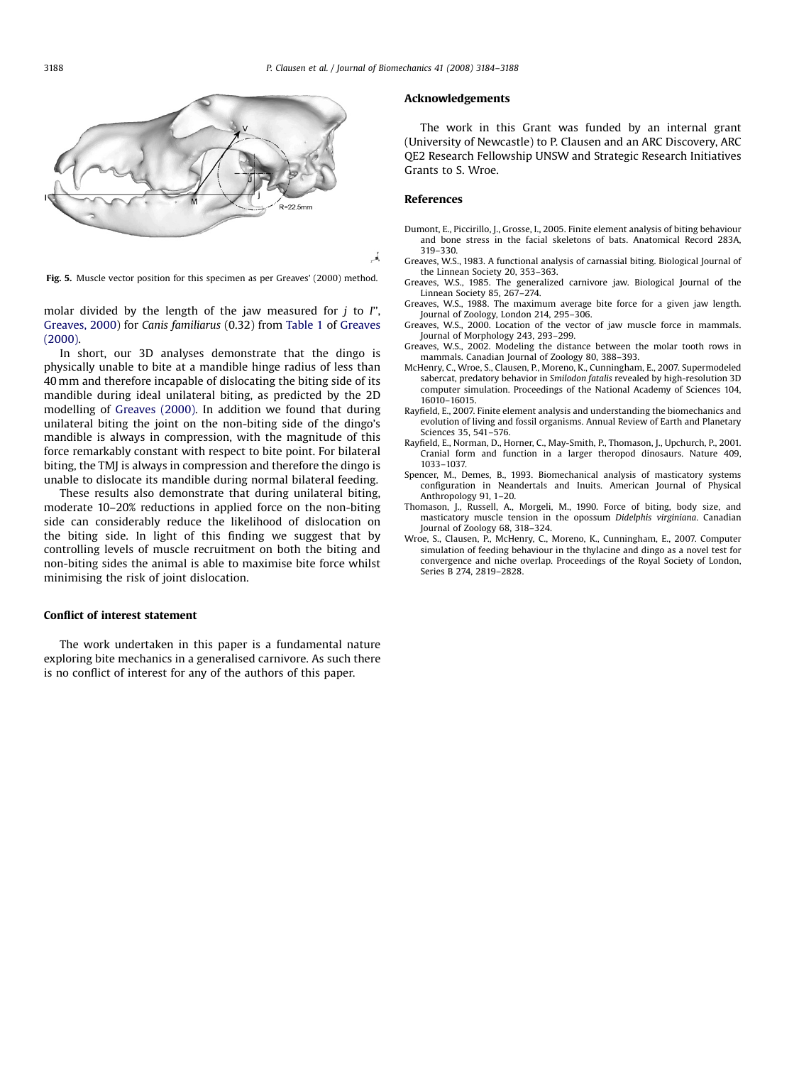Fig. 5. Muscle vector position for this specimen as per Greaves' (2000) method.

molar divided by the length of the jaw measured for *j* to *I*", Greaves, 2000) for *Canis familiarus* (0.32) from Table 1 of Greaves (2000).

In short, our 3D analyses demonstrate that the dingo is physically unable to bite at a mandible hinge radius of less than 40 mm and therefore incapable of dislocating the biting side of its mandible during ideal unilateral biting, as predicted by the 2D modelling of Greaves (2000). In addition we found that during unilateral biting the joint on the non-biting side of the dingo's mandible is always in compression, with the magnitude of this force remarkably constant with respect to bite point. For bilateral biting, the TMJ is always in compression and therefore the dingo is unable to dislocate its mandible during normal bilateral feeding.

These results also demonstrate that during unilateral biting, moderate 10–20% reductions in applied force on the non-biting side can considerably reduce the likelihood of dislocation on the biting side. In light of this finding we suggest that by controlling levels of muscle recruitment on both the biting and non-biting sides the animal is able to maximise bite force whilst minimising the risk of joint dislocation.

## Conflict of interest statement

The work undertaken in this paper is a fundamental nature exploring bite mechanics in a generalised carnivore. As such there is no conflict of interest for any of the authors of this paper.

## Acknowledgements

The work in this Grant was funded by an internal grant (University of Newcastle) to P. Clausen and an ARC Discovery, ARC QE2 Research Fellowship UNSW and Strategic Research Initiatives Grants to S. Wroe.

## References

Dumont, E., Piccirillo, J., Grosse, I., 2005. Finite element analysis of biting behaviour and bone stress in the facial skeletons of bats. Anatomical Record 283A, 319–330.

Greaves, W.S., 1983. A functional analysis of carnassial biting. Biological Journal of the Linnean Society 20, 353–363.

Greaves, W.S., 1985. The generalized carnivore jaw. Biological Journal of the Linnean Society 85, 267–274.

Greaves, W.S., 1988. The maximum average bite force for a given jaw length. Journal of Zoology, London 214, 295–306.

Greaves, W.S., 2000. Location of the vector of jaw muscle force in mammals. Journal of Morphology 243, 293–299.

Greaves, W.S., 2002. Modeling the distance between the molar tooth rows in mammals. Canadian Journal of Zoology 80, 388–393.

McHenry, C., Wroe, S., Clausen, P., Moreno, K., Cunningham, E., 2007. Supermodeled sabercat, predatory behavior in *Smilodon fatalis* revealed by high-resolution 3D computer simulation. Proceedings of the National Academy of Sciences 104, 16010–16015.

Rayfield, E., 2007. Finite element analysis and understanding the biomechanics and evolution of living and fossil organisms. Annual Review of Earth and Planetary Sciences 35, 541–576.

Rayfield, E., Norman, D., Horner, C., May-Smith, P., Thomason, J., Upchurch, P., 2001. Cranial form and function in a larger theropod dinosaurs. Nature 409, 1033–1037.

Spencer, M., Demes, B., 1993. Biomechanical analysis of masticatory systems configuration in Neandertals and Inuits. American Journal of Physical Anthropology 91, 1–20.

Thomason, J., Russell, A., Morgeli, M., 1990. Force of biting, body size, and masticatory muscle tension in the opossum *Didelphis virginiana*. Canadian Journal of Zoology 68, 318–324.

Wroe, S., Clausen, P., McHenry, C., Moreno, K., Cunningham, E., 2007. Computer simulation of feeding behaviour in the thylacine and dingo as a novel test for convergence and niche overlap. Proceedings of the Royal Society of London, Series B 274, 2819–2828.